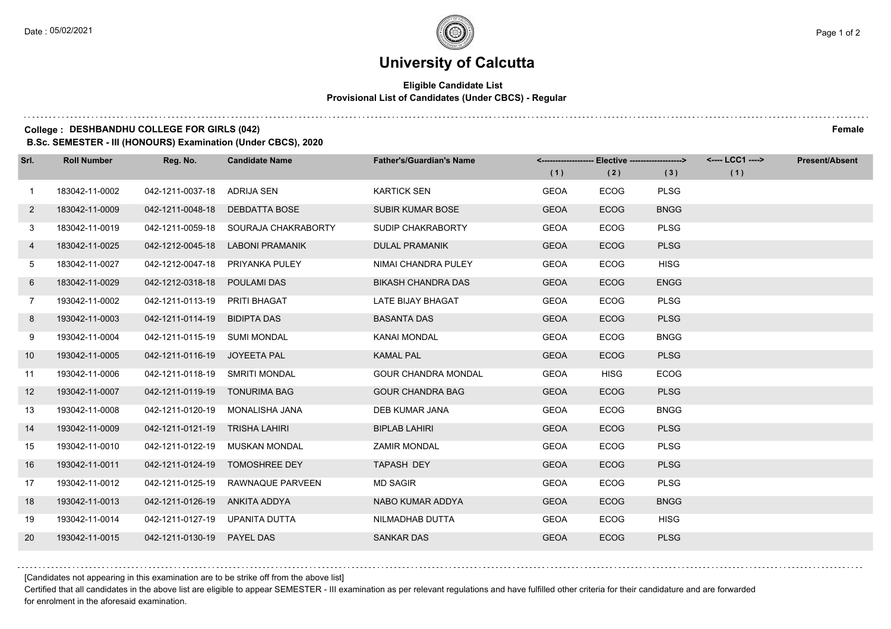Date : 05/02/2021

# University of Calcutta

**Eligible Candidate List**
**Provisional List of Candidates (Under CBCS) - Regular**

**College : DESHBANDHU COLLEGE FOR GIRLS (042)** **Female**
**B.Sc. SEMESTER - III (HONOURS) Examination (Under CBCS), 2020**

| Srl. | Roll Number | Reg. No. | Candidate Name | Father's/Guardian's Name | <------------------ Elective ------------------> | | | <---- LCC1 ----> | Present/Absent |
|---|---|---|---|---|---|---|---|---|---|
| | | | | | (1) | (2) | (3) | (1) | |
| 1 | 183042-11-0002 | 042-1211-0037-18 | ADRIJA SEN | KARTICK SEN | GEOA | ECOG | PLSG | | |
| 2 | 183042-11-0009 | 042-1211-0048-18 | DEBDATTA BOSE | SUBIR KUMAR BOSE | GEOA | ECOG | BNGG | | |
| 3 | 183042-11-0019 | 042-1211-0059-18 | SOURAJA CHAKRABORTY | SUDIP CHAKRABORTY | GEOA | ECOG | PLSG | | |
| 4 | 183042-11-0025 | 042-1212-0045-18 | LABONI PRAMANIK | DULAL PRAMANIK | GEOA | ECOG | PLSG | | |
| 5 | 183042-11-0027 | 042-1212-0047-18 | PRIYANKA PULEY | NIMAI CHANDRA PULEY | GEOA | ECOG | HISG | | |
| 6 | 183042-11-0029 | 042-1212-0318-18 | POULAMI DAS | BIKASH CHANDRA DAS | GEOA | ECOG | ENGG | | |
| 7 | 193042-11-0002 | 042-1211-0113-19 | PRITI BHAGAT | LATE BIJAY BHAGAT | GEOA | ECOG | PLSG | | |
| 8 | 193042-11-0003 | 042-1211-0114-19 | BIDIPTA DAS | BASANTA DAS | GEOA | ECOG | PLSG | | |
| 9 | 193042-11-0004 | 042-1211-0115-19 | SUMI MONDAL | KANAI MONDAL | GEOA | ECOG | BNGG | | |
| 10 | 193042-11-0005 | 042-1211-0116-19 | JOYEETA PAL | KAMAL PAL | GEOA | ECOG | PLSG | | |
| 11 | 193042-11-0006 | 042-1211-0118-19 | SMRITI MONDAL | GOUR CHANDRA MONDAL | GEOA | HISG | ECOG | | |
| 12 | 193042-11-0007 | 042-1211-0119-19 | TONURIMA BAG | GOUR CHANDRA BAG | GEOA | ECOG | PLSG | | |
| 13 | 193042-11-0008 | 042-1211-0120-19 | MONALISHA JANA | DEB KUMAR JANA | GEOA | ECOG | BNGG | | |
| 14 | 193042-11-0009 | 042-1211-0121-19 | TRISHA LAHIRI | BIPLAB LAHIRI | GEOA | ECOG | PLSG | | |
| 15 | 193042-11-0010 | 042-1211-0122-19 | MUSKAN MONDAL | ZAMIR MONDAL | GEOA | ECOG | PLSG | | |
| 16 | 193042-11-0011 | 042-1211-0124-19 | TOMOSHREE DEY | TAPASH DEY | GEOA | ECOG | PLSG | | |
| 17 | 193042-11-0012 | 042-1211-0125-19 | RAWNAQUE PARVEEN | MD SAGIR | GEOA | ECOG | PLSG | | |
| 18 | 193042-11-0013 | 042-1211-0126-19 | ANKITA ADDYA | NABO KUMAR ADDYA | GEOA | ECOG | BNGG | | |
| 19 | 193042-11-0014 | 042-1211-0127-19 | UPANITA DUTTA | NILMADHAB DUTTA | GEOA | ECOG | HISG | | |
| 20 | 193042-11-0015 | 042-1211-0130-19 | PAYEL DAS | SANKAR DAS | GEOA | ECOG | PLSG | | |

[Candidates not appearing in this examination are to be strike off from the above list]

Certified that all candidates in the above list are eligible to appear SEMESTER - III examination as per relevant regulations and have fulfilled other criteria for their candidature and are forwarded for enrolment in the aforesaid examination.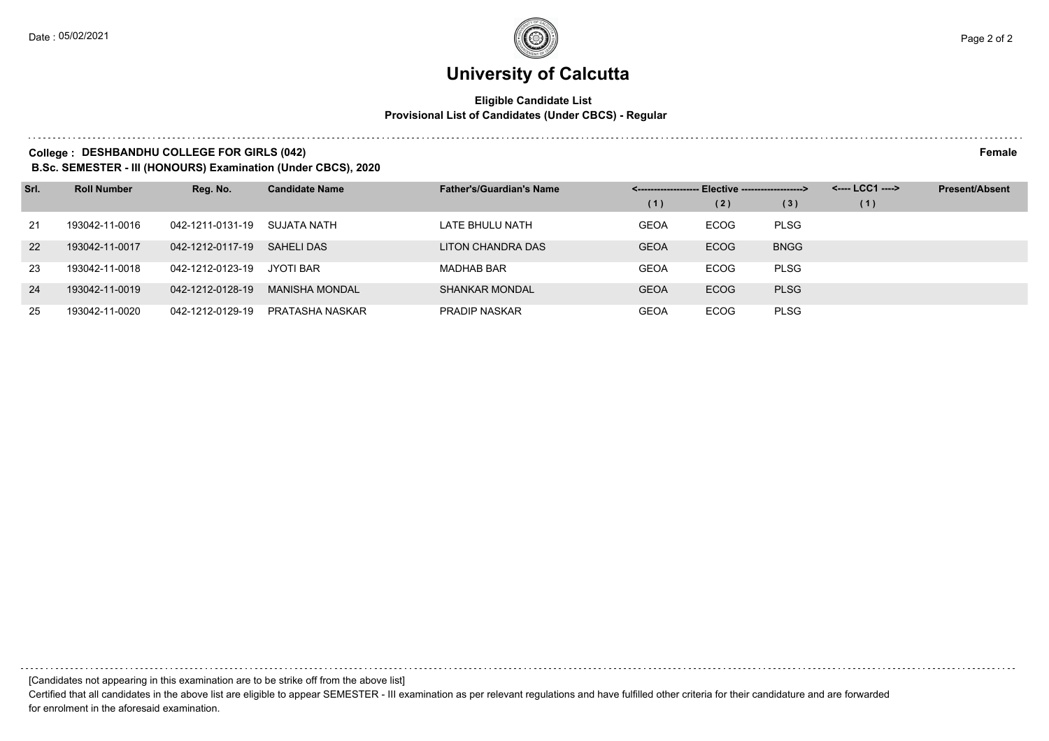# University of Calcutta

**Eligible Candidate List**
**Provisional List of Candidates (Under CBCS) - Regular**

**College : DESHBANDHU COLLEGE FOR GIRLS (042)** **Female**
**B.Sc. SEMESTER - III (HONOURS) Examination (Under CBCS), 2020**

| Srl. | Roll Number | Reg. No. | Candidate Name | Father's/Guardian's Name | <------------------- Elective -------------------> | | | <---- LCC1 ----> | Present/Absent |
|---|---|---|---|---|---|---|---|---|---|
| | | | | | (1) | (2) | (3) | (1) | |
| 21 | 193042-11-0016 | 042-1211-0131-19 | SUJATA NATH | LATE BHULU NATH | GEOA | ECOG | PLSG | | |
| 22 | 193042-11-0017 | 042-1212-0117-19 | SAHELI DAS | LITON CHANDRA DAS | GEOA | ECOG | BNGG | | |
| 23 | 193042-11-0018 | 042-1212-0123-19 | JYOTI BAR | MADHAB BAR | GEOA | ECOG | PLSG | | |
| 24 | 193042-11-0019 | 042-1212-0128-19 | MANISHA MONDAL | SHANKAR MONDAL | GEOA | ECOG | PLSG | | |
| 25 | 193042-11-0020 | 042-1212-0129-19 | PRATASHA NASKAR | PRADIP NASKAR | GEOA | ECOG | PLSG | | |

[Candidates not appearing in this examination are to be strike off from the above list]

Certified that all candidates in the above list are eligible to appear SEMESTER - III examination as per relevant regulations and have fulfilled other criteria for their candidature and are forwarded for enrolment in the aforesaid examination.